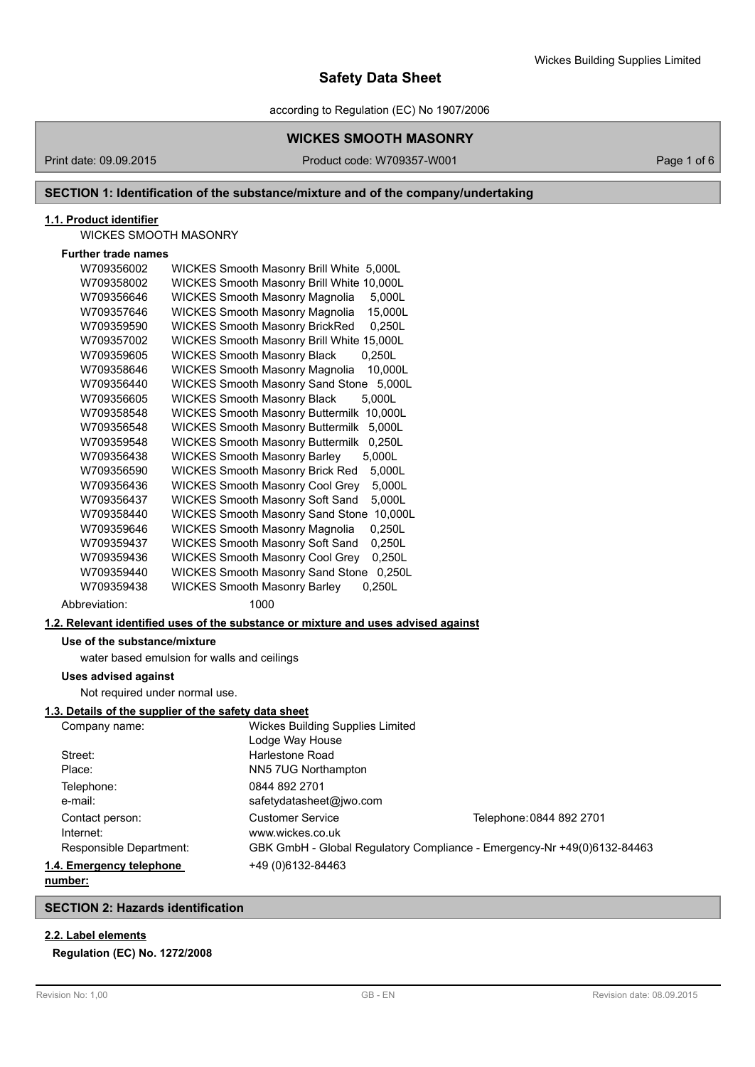# Safety Data Sheet

according to Regulation (EC) No 1907/2006

## WICKES SMOOTH MASONRY

Print date: 09.09.2015 | Product code: W709357-W001

## SECTION 1: Identification of the substance/mixture and of the company/undertaking

### 1.1. Product identifier

WICKES SMOOTH MASONRY

**Further trade names**

| | |
|---|---|
| W709356002 | WICKES Smooth Masonry Brill White 5,000L |
| W709358002 | WICKES Smooth Masonry Brill White 10,000L |
| W709356646 | WICKES Smooth Masonry Magnolia 5,000L |
| W709357646 | WICKES Smooth Masonry Magnolia 15,000L |
| W709359590 | WICKES Smooth Masonry BrickRed 0,250L |
| W709357002 | WICKES Smooth Masonry Brill White 15,000L |
| W709359605 | WICKES Smooth Masonry Black 0,250L |
| W709358646 | WICKES Smooth Masonry Magnolia 10,000L |
| W709356440 | WICKES Smooth Masonry Sand Stone 5,000L |
| W709356605 | WICKES Smooth Masonry Black 5,000L |
| W709358548 | WICKES Smooth Masonry Buttermilk 10,000L |
| W709356548 | WICKES Smooth Masonry Buttermilk 5,000L |
| W709359548 | WICKES Smooth Masonry Buttermilk 0,250L |
| W709356438 | WICKES Smooth Masonry Barley 5,000L |
| W709356590 | WICKES Smooth Masonry Brick Red 5,000L |
| W709356436 | WICKES Smooth Masonry Cool Grey 5,000L |
| W709356437 | WICKES Smooth Masonry Soft Sand 5,000L |
| W709358440 | WICKES Smooth Masonry Sand Stone 10,000L |
| W709359646 | WICKES Smooth Masonry Magnolia 0,250L |
| W709359437 | WICKES Smooth Masonry Soft Sand 0,250L |
| W709359436 | WICKES Smooth Masonry Cool Grey 0,250L |
| W709359440 | WICKES Smooth Masonry Sand Stone 0,250L |
| W709359438 | WICKES Smooth Masonry Barley 0,250L |

Abbreviation: 1000

### 1.2. Relevant identified uses of the substance or mixture and uses advised against

**Use of the substance/mixture**

water based emulsion for walls and ceilings

**Uses advised against**

Not required under normal use.

### 1.3. Details of the supplier of the safety data sheet

| | | |
|---|---|---|
| Company name: | Wickes Building Supplies Limited<br>Lodge Way House | |
| Street: | Harlestone Road | |
| Place: | NN5 7UG Northampton | |
| Telephone: | 0844 892 2701 | |
| e-mail: | safetydatasheet@jwo.com | |
| Contact person: | Customer Service | Telephone: 0844 892 2701 |
| Internet: | www.wickes.co.uk | |
| Responsible Department: | GBK GmbH - Global Regulatory Compliance - Emergency-Nr +49(0)6132-84463 | |

### 1.4. Emergency telephone number:

+49 (0)6132-84463

## SECTION 2: Hazards identification

### 2.2. Label elements

**Regulation (EC) No. 1272/2008**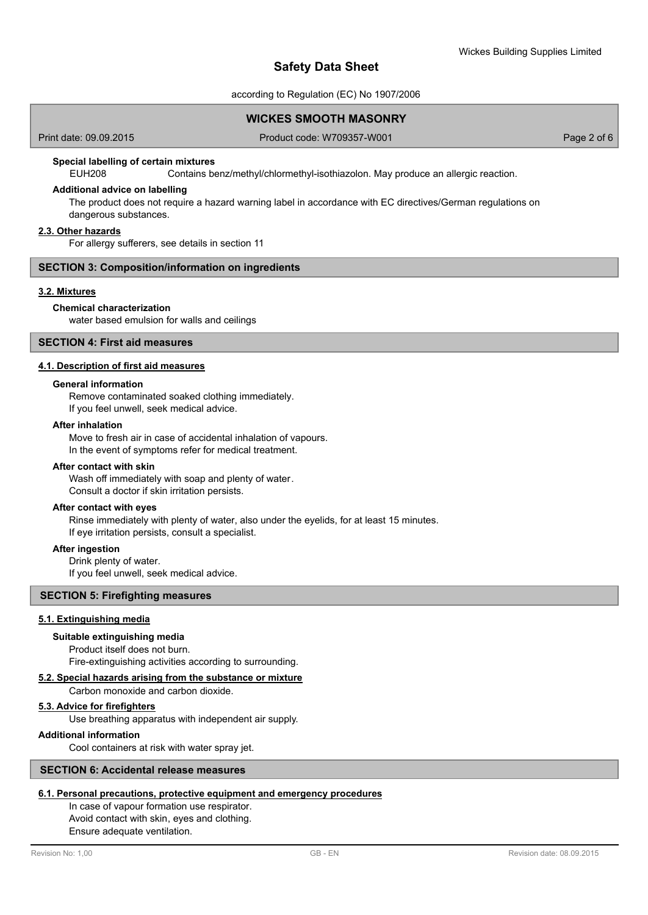#### Special labelling of certain mixtures

EUH208 Contains benz/methyl/chlormethyl-isothiazolon. May produce an allergic reaction.

#### Additional advice on labelling

The product does not require a hazard warning label in accordance with EC directives/German regulations on dangerous substances.

### 2.3. Other hazards

For allergy sufferers, see details in section 11

## SECTION 3: Composition/information on ingredients

### 3.2. Mixtures

#### Chemical characterization

water based emulsion for walls and ceilings

## SECTION 4: First aid measures

### 4.1. Description of first aid measures

#### General information

Remove contaminated soaked clothing immediately.
If you feel unwell, seek medical advice.

#### After inhalation

Move to fresh air in case of accidental inhalation of vapours.
In the event of symptoms refer for medical treatment.

#### After contact with skin

Wash off immediately with soap and plenty of water.
Consult a doctor if skin irritation persists.

#### After contact with eyes

Rinse immediately with plenty of water, also under the eyelids, for at least 15 minutes.
If eye irritation persists, consult a specialist.

#### After ingestion

Drink plenty of water.
If you feel unwell, seek medical advice.

## SECTION 5: Firefighting measures

### 5.1. Extinguishing media

#### Suitable extinguishing media

Product itself does not burn.
Fire-extinguishing activities according to surrounding.

### 5.2. Special hazards arising from the substance or mixture

Carbon monoxide and carbon dioxide.

### 5.3. Advice for firefighters

Use breathing apparatus with independent air supply.

#### Additional information

Cool containers at risk with water spray jet.

## SECTION 6: Accidental release measures

### 6.1. Personal precautions, protective equipment and emergency procedures

In case of vapour formation use respirator.
Avoid contact with skin, eyes and clothing.
Ensure adequate ventilation.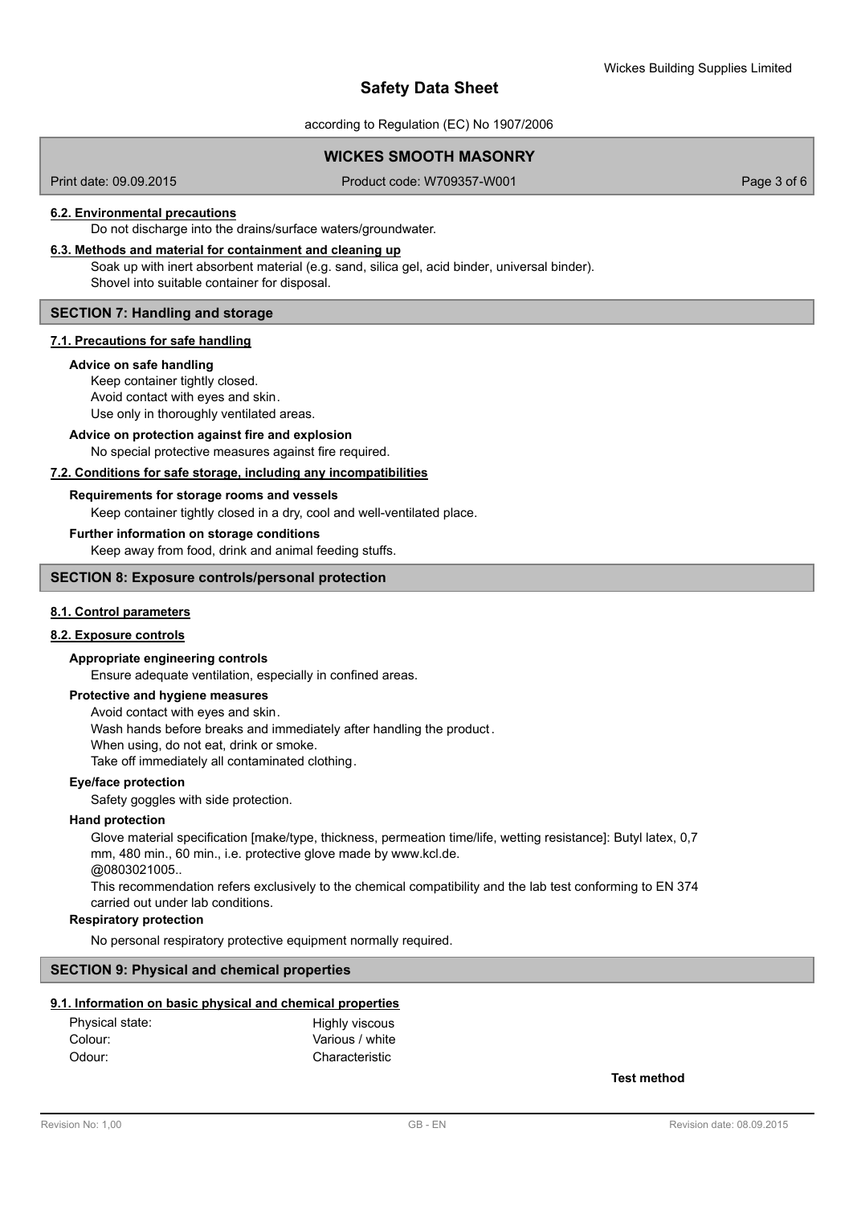#### 6.2. Environmental precautions

Do not discharge into the drains/surface waters/groundwater.

#### 6.3. Methods and material for containment and cleaning up

Soak up with inert absorbent material (e.g. sand, silica gel, acid binder, universal binder).
Shovel into suitable container for disposal.

## SECTION 7: Handling and storage

#### 7.1. Precautions for safe handling

**Advice on safe handling**

Keep container tightly closed.
Avoid contact with eyes and skin.
Use only in thoroughly ventilated areas.

**Advice on protection against fire and explosion**

No special protective measures against fire required.

#### 7.2. Conditions for safe storage, including any incompatibilities

**Requirements for storage rooms and vessels**

Keep container tightly closed in a dry, cool and well-ventilated place.

**Further information on storage conditions**

Keep away from food, drink and animal feeding stuffs.

## SECTION 8: Exposure controls/personal protection

#### 8.1. Control parameters

#### 8.2. Exposure controls

**Appropriate engineering controls**

Ensure adequate ventilation, especially in confined areas.

**Protective and hygiene measures**

Avoid contact with eyes and skin.
Wash hands before breaks and immediately after handling the product.
When using, do not eat, drink or smoke.
Take off immediately all contaminated clothing.

**Eye/face protection**

Safety goggles with side protection.

**Hand protection**

Glove material specification [make/type, thickness, permeation time/life, wetting resistance]: Butyl latex, 0,7 mm, 480 min., 60 min., i.e. protective glove made by www.kcl.de.
@0803021005..
This recommendation refers exclusively to the chemical compatibility and the lab test conforming to EN 374 carried out under lab conditions.

**Respiratory protection**

No personal respiratory protective equipment normally required.

## SECTION 9: Physical and chemical properties

#### 9.1. Information on basic physical and chemical properties

| | | |
|---|---|---|
| Physical state: | Highly viscous | |
| Colour: | Various / white | |
| Odour: | Characteristic | |
| | | **Test method** |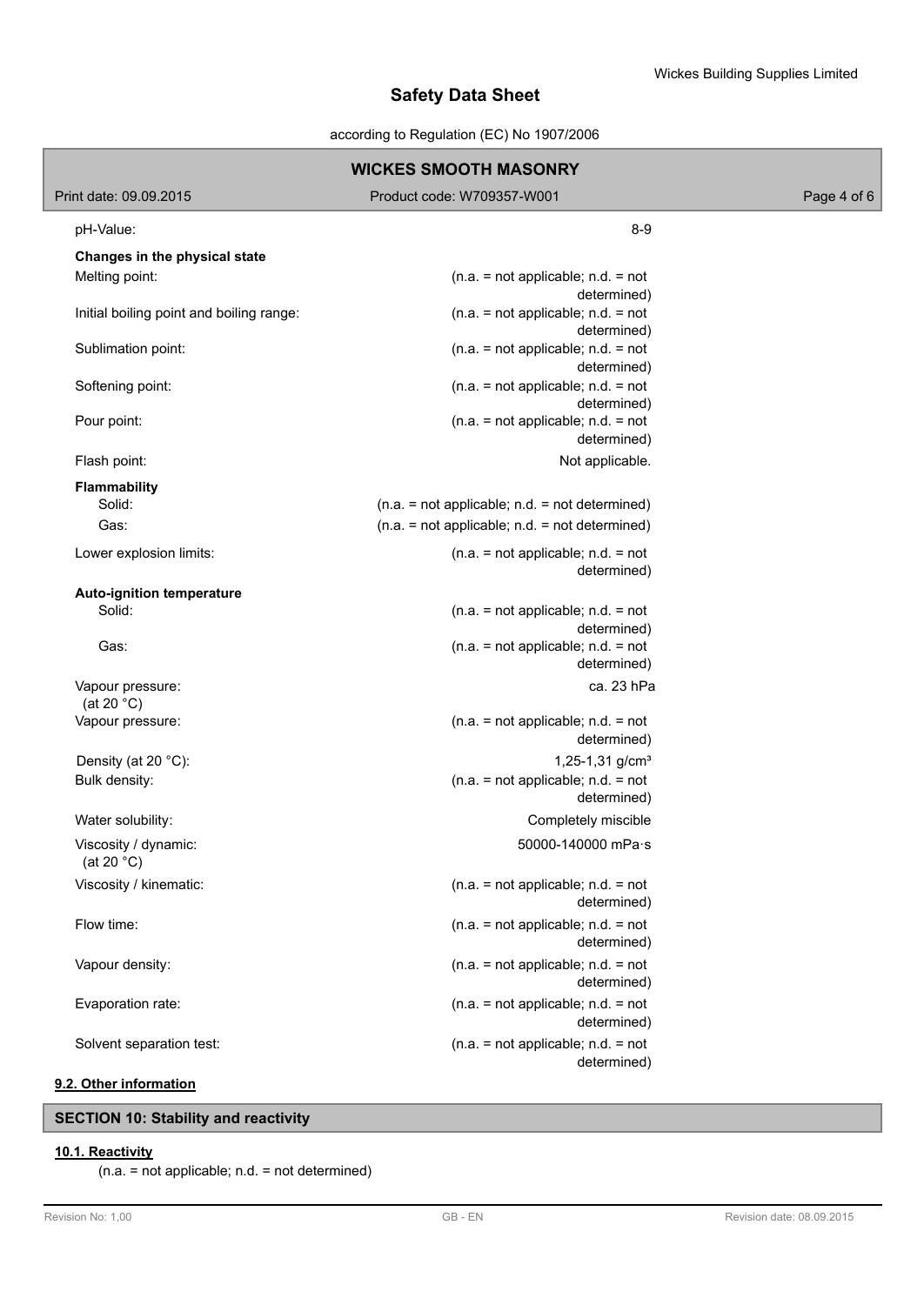| Property | Value |
| --- | --- |
| pH-Value: | 8-9 |
| **Changes in the physical state** | |
| Melting point: | (n.a. = not applicable; n.d. = not determined) |
| Initial boiling point and boiling range: | (n.a. = not applicable; n.d. = not determined) |
| Sublimation point: | (n.a. = not applicable; n.d. = not determined) |
| Softening point: | (n.a. = not applicable; n.d. = not determined) |
| Pour point: | (n.a. = not applicable; n.d. = not determined) |
| Flash point: | Not applicable. |
| **Flammability** | |
| Solid: | (n.a. = not applicable; n.d. = not determined) |
| Gas: | (n.a. = not applicable; n.d. = not determined) |
| Lower explosion limits: | (n.a. = not applicable; n.d. = not determined) |
| **Auto-ignition temperature** | |
| Solid: | (n.a. = not applicable; n.d. = not determined) |
| Gas: | (n.a. = not applicable; n.d. = not determined) |
| Vapour pressure: (at 20 °C) | ca. 23 hPa |
| Vapour pressure: | (n.a. = not applicable; n.d. = not determined) |
| Density (at 20 °C): | 1,25-1,31 g/cm³ |
| Bulk density: | (n.a. = not applicable; n.d. = not determined) |
| Water solubility: | Completely miscible |
| Viscosity / dynamic: (at 20 °C) | 50000-140000 mPa·s |
| Viscosity / kinematic: | (n.a. = not applicable; n.d. = not determined) |
| Flow time: | (n.a. = not applicable; n.d. = not determined) |
| Vapour density: | (n.a. = not applicable; n.d. = not determined) |
| Evaporation rate: | (n.a. = not applicable; n.d. = not determined) |
| Solvent separation test: | (n.a. = not applicable; n.d. = not determined) |

### 9.2. Other information

## SECTION 10: Stability and reactivity

### 10.1. Reactivity

(n.a. = not applicable; n.d. = not determined)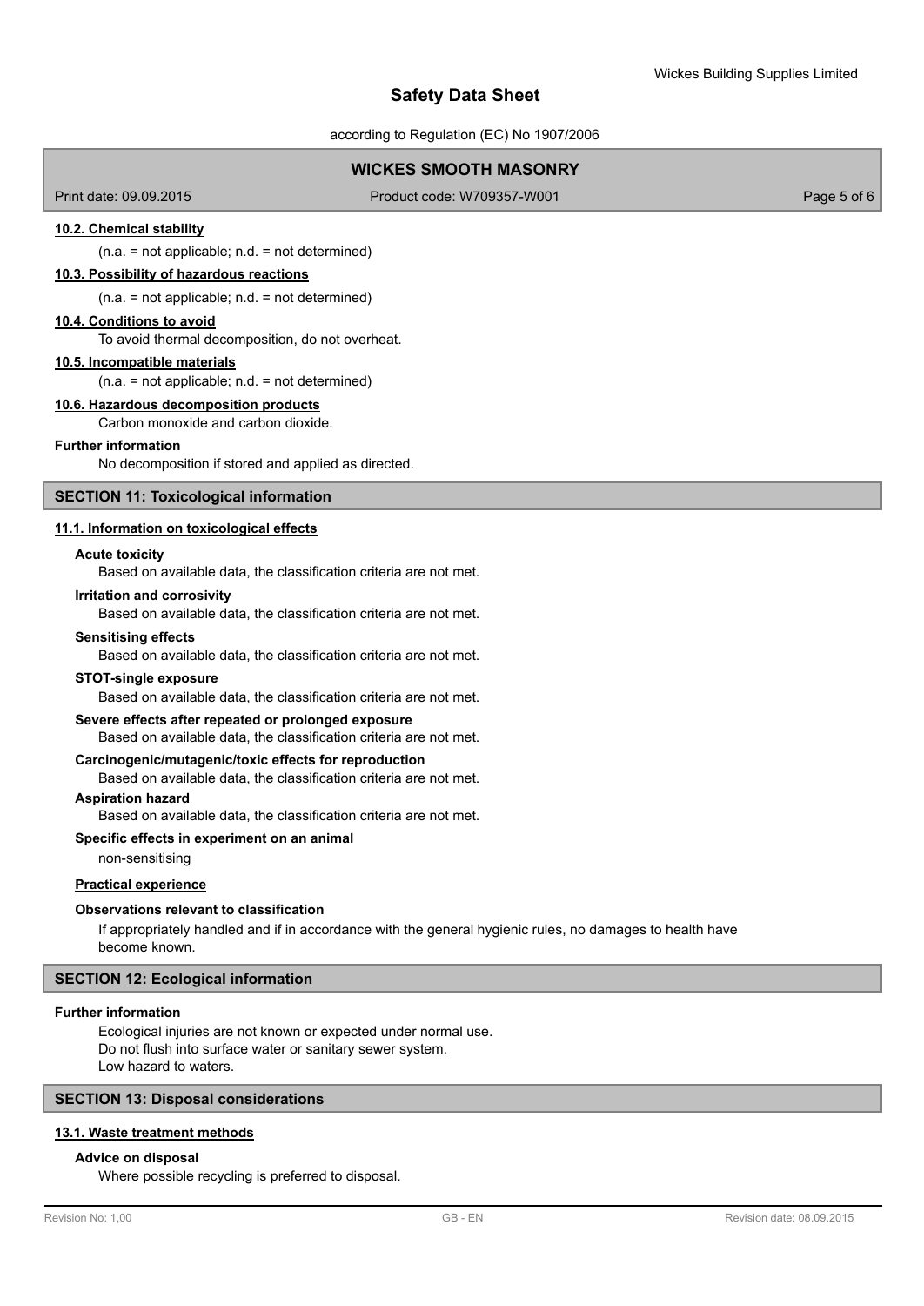#### 10.2. Chemical stability

(n.a. = not applicable; n.d. = not determined)

#### 10.3. Possibility of hazardous reactions

(n.a. = not applicable; n.d. = not determined)

#### 10.4. Conditions to avoid

To avoid thermal decomposition, do not overheat.

#### 10.5. Incompatible materials

(n.a. = not applicable; n.d. = not determined)

#### 10.6. Hazardous decomposition products

Carbon monoxide and carbon dioxide.

**Further information**

No decomposition if stored and applied as directed.

## SECTION 11: Toxicological information

#### 11.1. Information on toxicological effects

**Acute toxicity**

Based on available data, the classification criteria are not met.

**Irritation and corrosivity**

Based on available data, the classification criteria are not met.

**Sensitising effects**

Based on available data, the classification criteria are not met.

**STOT-single exposure**

Based on available data, the classification criteria are not met.

**Severe effects after repeated or prolonged exposure**

Based on available data, the classification criteria are not met.

**Carcinogenic/mutagenic/toxic effects for reproduction**

Based on available data, the classification criteria are not met.

**Aspiration hazard**

Based on available data, the classification criteria are not met.

**Specific effects in experiment on an animal**

non-sensitising

**Practical experience**

**Observations relevant to classification**

If appropriately handled and if in accordance with the general hygienic rules, no damages to health have become known.

## SECTION 12: Ecological information

**Further information**

Ecological injuries are not known or expected under normal use.
Do not flush into surface water or sanitary sewer system.
Low hazard to waters.

## SECTION 13: Disposal considerations

#### 13.1. Waste treatment methods

**Advice on disposal**

Where possible recycling is preferred to disposal.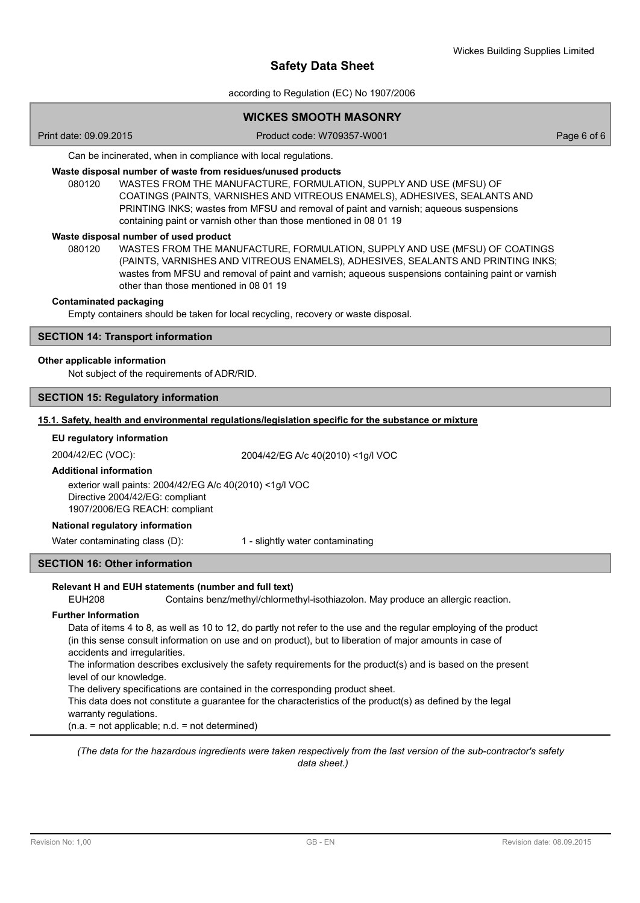Can be incinerated, when in compliance with local regulations.

**Waste disposal number of waste from residues/unused products**

080120 WASTES FROM THE MANUFACTURE, FORMULATION, SUPPLY AND USE (MFSU) OF COATINGS (PAINTS, VARNISHES AND VITREOUS ENAMELS), ADHESIVES, SEALANTS AND PRINTING INKS; wastes from MFSU and removal of paint and varnish; aqueous suspensions containing paint or varnish other than those mentioned in 08 01 19

**Waste disposal number of used product**

080120 WASTES FROM THE MANUFACTURE, FORMULATION, SUPPLY AND USE (MFSU) OF COATINGS (PAINTS, VARNISHES AND VITREOUS ENAMELS), ADHESIVES, SEALANTS AND PRINTING INKS; wastes from MFSU and removal of paint and varnish; aqueous suspensions containing paint or varnish other than those mentioned in 08 01 19

**Contaminated packaging**

Empty containers should be taken for local recycling, recovery or waste disposal.

## SECTION 14: Transport information

**Other applicable information**

Not subject of the requirements of ADR/RID.

## SECTION 15: Regulatory information

### 15.1. Safety, health and environmental regulations/legislation specific for the substance or mixture

**EU regulatory information**

2004/42/EC (VOC): 2004/42/EG A/c 40(2010) <1g/l VOC

**Additional information**

exterior wall paints: 2004/42/EG A/c 40(2010) <1g/l VOC
Directive 2004/42/EG: compliant
1907/2006/EG REACH: compliant

**National regulatory information**

Water contaminating class (D): 1 - slightly water contaminating

## SECTION 16: Other information

**Relevant H and EUH statements (number and full text)**

EUH208 Contains benz/methyl/chlormethyl-isothiazolon. May produce an allergic reaction.

**Further Information**

Data of items 4 to 8, as well as 10 to 12, do partly not refer to the use and the regular employing of the product (in this sense consult information on use and on product), but to liberation of major amounts in case of accidents and irregularities.
The information describes exclusively the safety requirements for the product(s) and is based on the present level of our knowledge.
The delivery specifications are contained in the corresponding product sheet.
This data does not constitute a guarantee for the characteristics of the product(s) as defined by the legal warranty regulations.
(n.a. = not applicable; n.d. = not determined)

*(The data for the hazardous ingredients were taken respectively from the last version of the sub-contractor's safety data sheet.)*